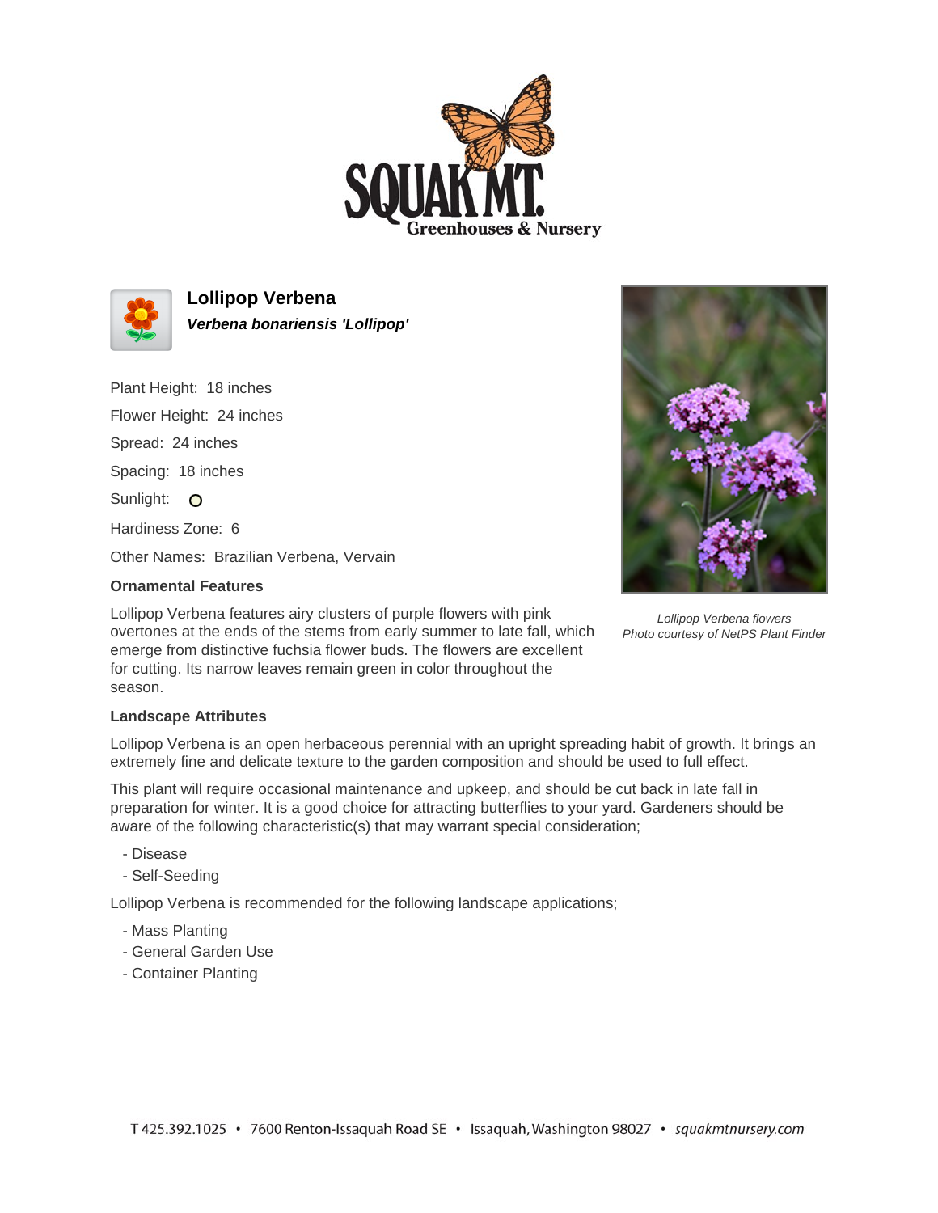# Lollipop Verbena

***Verbena bonariensis 'Lollipop'***

Plant Height: 18 inches

Flower Height: 24 inches

Spread: 24 inches

Spacing: 18 inches

Sunlight: O

Hardiness Zone: 6

Other Names: Brazilian Verbena, Vervain

*Lollipop Verbena flowers*
*Photo courtesy of NetPS Plant Finder*

### Ornamental Features

Lollipop Verbena features airy clusters of purple flowers with pink overtones at the ends of the stems from early summer to late fall, which emerge from distinctive fuchsia flower buds. The flowers are excellent for cutting. Its narrow leaves remain green in color throughout the season.

### Landscape Attributes

Lollipop Verbena is an open herbaceous perennial with an upright spreading habit of growth. It brings an extremely fine and delicate texture to the garden composition and should be used to full effect.

This plant will require occasional maintenance and upkeep, and should be cut back in late fall in preparation for winter. It is a good choice for attracting butterflies to your yard. Gardeners should be aware of the following characteristic(s) that may warrant special consideration;

- Disease
- Self-Seeding

Lollipop Verbena is recommended for the following landscape applications;

- Mass Planting
- General Garden Use
- Container Planting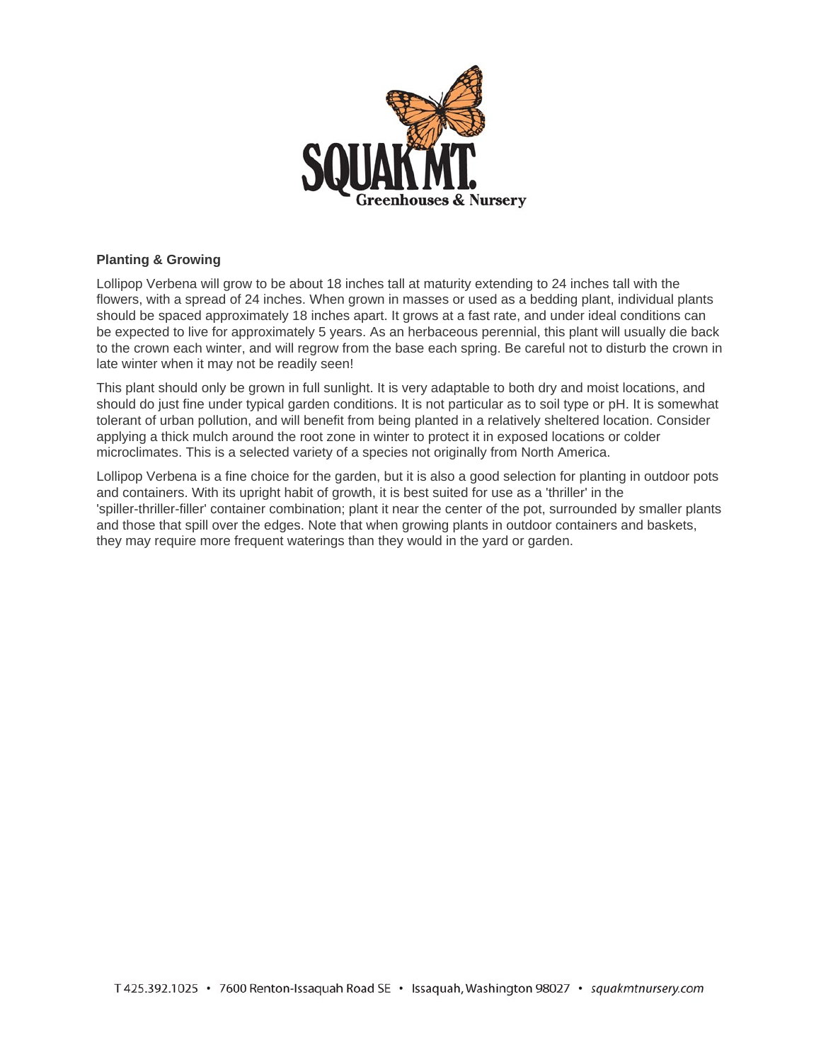**Planting & Growing**

Lollipop Verbena will grow to be about 18 inches tall at maturity extending to 24 inches tall with the flowers, with a spread of 24 inches. When grown in masses or used as a bedding plant, individual plants should be spaced approximately 18 inches apart. It grows at a fast rate, and under ideal conditions can be expected to live for approximately 5 years. As an herbaceous perennial, this plant will usually die back to the crown each winter, and will regrow from the base each spring. Be careful not to disturb the crown in late winter when it may not be readily seen!

This plant should only be grown in full sunlight. It is very adaptable to both dry and moist locations, and should do just fine under typical garden conditions. It is not particular as to soil type or pH. It is somewhat tolerant of urban pollution, and will benefit from being planted in a relatively sheltered location. Consider applying a thick mulch around the root zone in winter to protect it in exposed locations or colder microclimates. This is a selected variety of a species not originally from North America.

Lollipop Verbena is a fine choice for the garden, but it is also a good selection for planting in outdoor pots and containers. With its upright habit of growth, it is best suited for use as a 'thriller' in the 'spiller-thriller-filler' container combination; plant it near the center of the pot, surrounded by smaller plants and those that spill over the edges. Note that when growing plants in outdoor containers and baskets, they may require more frequent waterings than they would in the yard or garden.